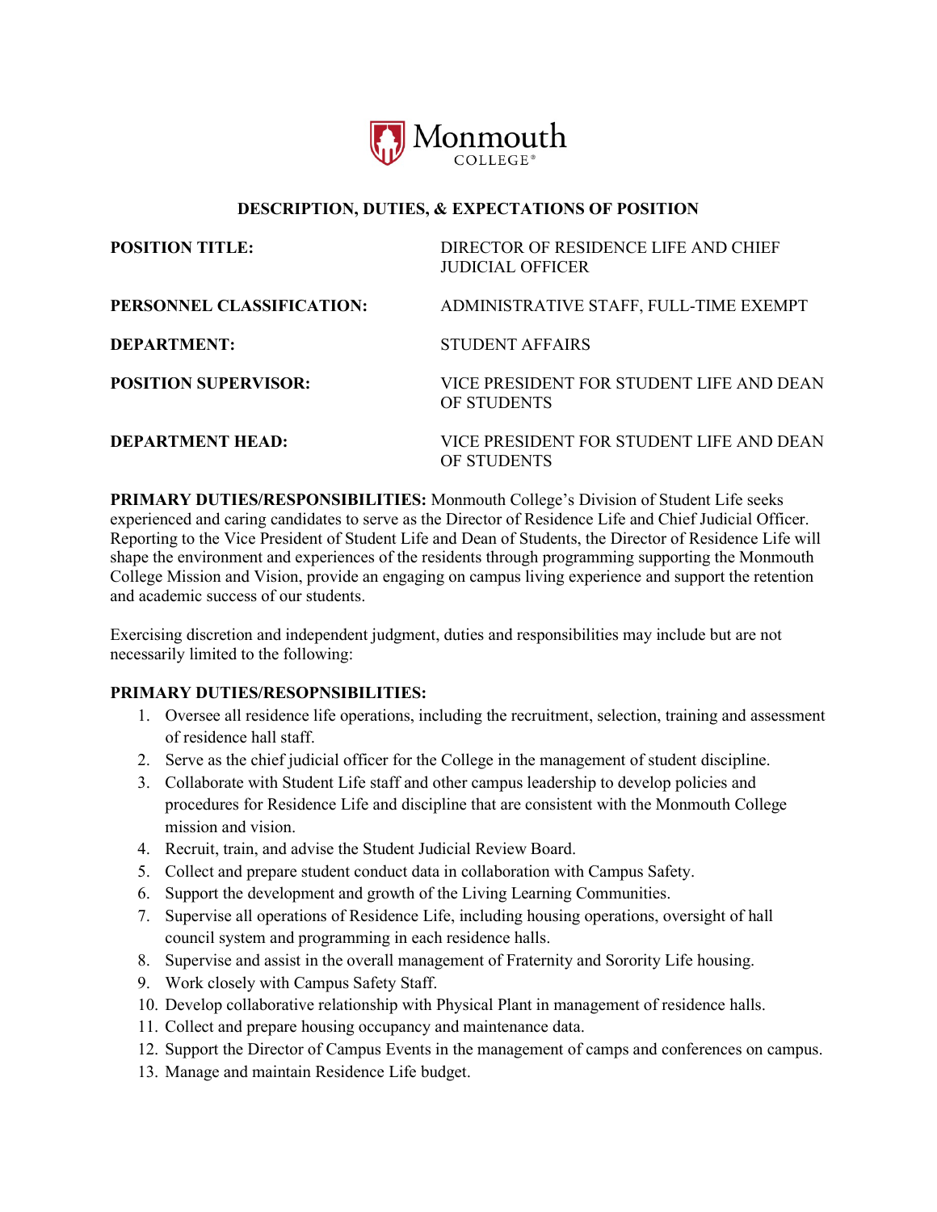Monmouth COLLEGE®

## DESCRIPTION, DUTIES, & EXPECTATIONS OF POSITION

| | |
|---|---|
| **POSITION TITLE:** | DIRECTOR OF RESIDENCE LIFE AND CHIEF JUDICIAL OFFICER |
| **PERSONNEL CLASSIFICATION:** | ADMINISTRATIVE STAFF, FULL-TIME EXEMPT |
| **DEPARTMENT:** | STUDENT AFFAIRS |
| **POSITION SUPERVISOR:** | VICE PRESIDENT FOR STUDENT LIFE AND DEAN OF STUDENTS |
| **DEPARTMENT HEAD:** | VICE PRESIDENT FOR STUDENT LIFE AND DEAN OF STUDENTS |

**PRIMARY DUTIES/RESPONSIBILITIES:** Monmouth College's Division of Student Life seeks experienced and caring candidates to serve as the Director of Residence Life and Chief Judicial Officer. Reporting to the Vice President of Student Life and Dean of Students, the Director of Residence Life will shape the environment and experiences of the residents through programming supporting the Monmouth College Mission and Vision, provide an engaging on campus living experience and support the retention and academic success of our students.

Exercising discretion and independent judgment, duties and responsibilities may include but are not necessarily limited to the following:

**PRIMARY DUTIES/RESOPNSIBILITIES:**

1. Oversee all residence life operations, including the recruitment, selection, training and assessment of residence hall staff.
2. Serve as the chief judicial officer for the College in the management of student discipline.
3. Collaborate with Student Life staff and other campus leadership to develop policies and procedures for Residence Life and discipline that are consistent with the Monmouth College mission and vision.
4. Recruit, train, and advise the Student Judicial Review Board.
5. Collect and prepare student conduct data in collaboration with Campus Safety.
6. Support the development and growth of the Living Learning Communities.
7. Supervise all operations of Residence Life, including housing operations, oversight of hall council system and programming in each residence halls.
8. Supervise and assist in the overall management of Fraternity and Sorority Life housing.
9. Work closely with Campus Safety Staff.
10. Develop collaborative relationship with Physical Plant in management of residence halls.
11. Collect and prepare housing occupancy and maintenance data.
12. Support the Director of Campus Events in the management of camps and conferences on campus.
13. Manage and maintain Residence Life budget.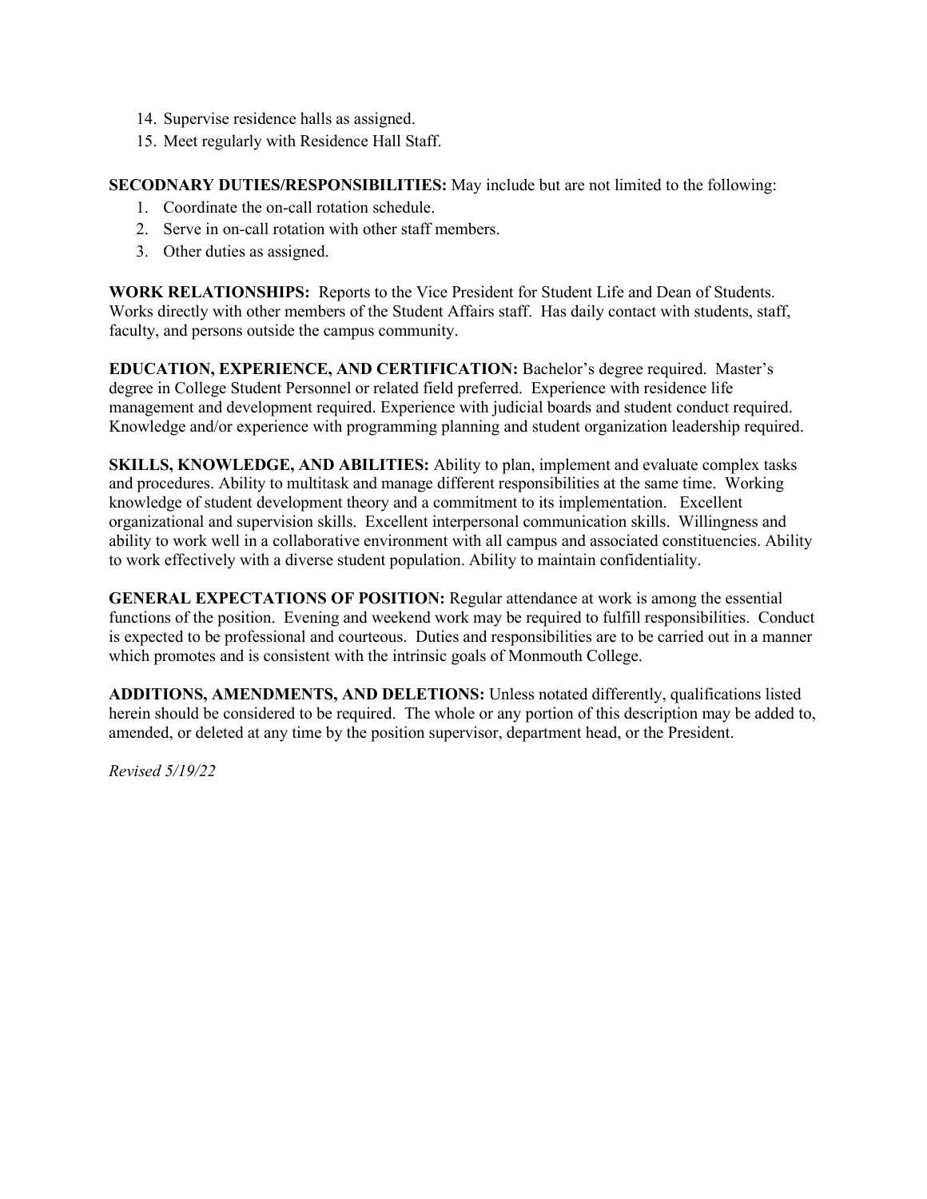14. Supervise residence halls as assigned.
15. Meet regularly with Residence Hall Staff.

**SECODNARY DUTIES/RESPONSIBILITIES:** May include but are not limited to the following:

1. Coordinate the on-call rotation schedule.
2. Serve in on-call rotation with other staff members.
3. Other duties as assigned.

**WORK RELATIONSHIPS:** Reports to the Vice President for Student Life and Dean of Students. Works directly with other members of the Student Affairs staff. Has daily contact with students, staff, faculty, and persons outside the campus community.

**EDUCATION, EXPERIENCE, AND CERTIFICATION:** Bachelor's degree required. Master's degree in College Student Personnel or related field preferred. Experience with residence life management and development required. Experience with judicial boards and student conduct required. Knowledge and/or experience with programming planning and student organization leadership required.

**SKILLS, KNOWLEDGE, AND ABILITIES:** Ability to plan, implement and evaluate complex tasks and procedures. Ability to multitask and manage different responsibilities at the same time. Working knowledge of student development theory and a commitment to its implementation. Excellent organizational and supervision skills. Excellent interpersonal communication skills. Willingness and ability to work well in a collaborative environment with all campus and associated constituencies. Ability to work effectively with a diverse student population. Ability to maintain confidentiality.

**GENERAL EXPECTATIONS OF POSITION:** Regular attendance at work is among the essential functions of the position. Evening and weekend work may be required to fulfill responsibilities. Conduct is expected to be professional and courteous. Duties and responsibilities are to be carried out in a manner which promotes and is consistent with the intrinsic goals of Monmouth College.

**ADDITIONS, AMENDMENTS, AND DELETIONS:** Unless notated differently, qualifications listed herein should be considered to be required. The whole or any portion of this description may be added to, amended, or deleted at any time by the position supervisor, department head, or the President.

*Revised 5/19/22*